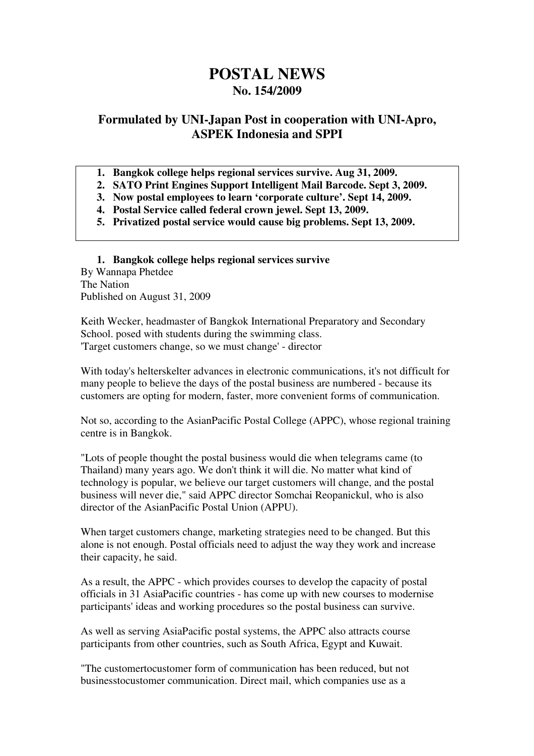# POSTAL NEWS
## No. 154/2009

### Formulated by UNI-Japan Post in cooperation with UNI-Apro, ASPEK Indonesia and SPPI

1. **Bangkok college helps regional services survive. Aug 31, 2009.**
2. **SATO Print Engines Support Intelligent Mail Barcode. Sept 3, 2009.**
3. **Now postal employees to learn 'corporate culture'. Sept 14, 2009.**
4. **Postal Service called federal crown jewel. Sept 13, 2009.**
5. **Privatized postal service would cause big problems. Sept 13, 2009.**

1. **Bangkok college helps regional services survive**

By Wannapa Phetdee
The Nation
Published on August 31, 2009

Keith Wecker, headmaster of Bangkok International Preparatory and Secondary School. posed with students during the swimming class.
'Target customers change, so we must change' - director

With today's helterskelter advances in electronic communications, it's not difficult for many people to believe the days of the postal business are numbered - because its customers are opting for modern, faster, more convenient forms of communication.

Not so, according to the AsianPacific Postal College (APPC), whose regional training centre is in Bangkok.

"Lots of people thought the postal business would die when telegrams came (to Thailand) many years ago. We don't think it will die. No matter what kind of technology is popular, we believe our target customers will change, and the postal business will never die," said APPC director Somchai Reopanickul, who is also director of the AsianPacific Postal Union (APPU).

When target customers change, marketing strategies need to be changed. But this alone is not enough. Postal officials need to adjust the way they work and increase their capacity, he said.

As a result, the APPC - which provides courses to develop the capacity of postal officials in 31 AsiaPacific countries - has come up with new courses to modernise participants' ideas and working procedures so the postal business can survive.

As well as serving AsiaPacific postal systems, the APPC also attracts course participants from other countries, such as South Africa, Egypt and Kuwait.

"The customertocustomer form of communication has been reduced, but not businesstocustomer communication. Direct mail, which companies use as a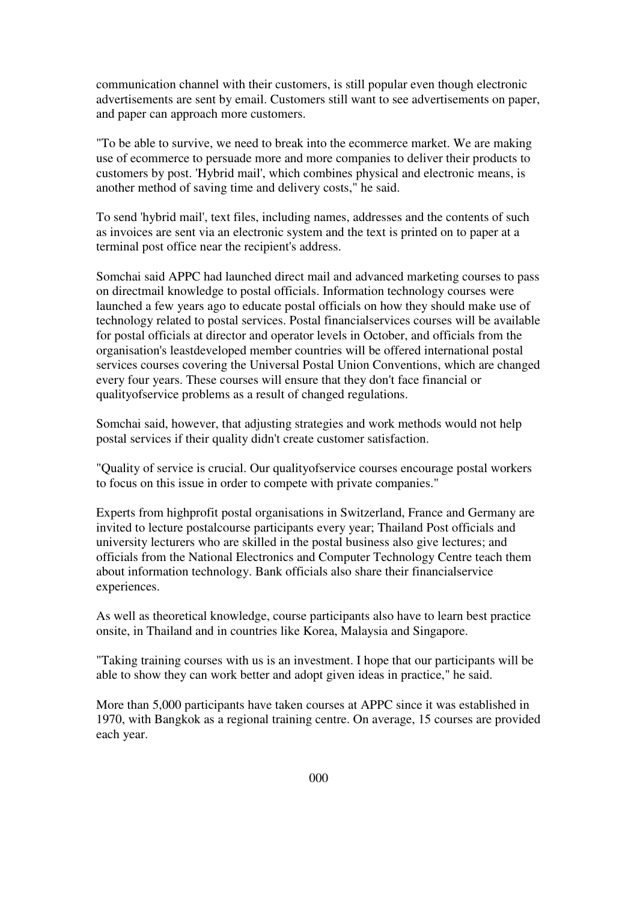communication channel with their customers, is still popular even though electronic advertisements are sent by email. Customers still want to see advertisements on paper, and paper can approach more customers.

"To be able to survive, we need to break into the ecommerce market. We are making use of ecommerce to persuade more and more companies to deliver their products to customers by post. 'Hybrid mail', which combines physical and electronic means, is another method of saving time and delivery costs," he said.

To send 'hybrid mail', text files, including names, addresses and the contents of such as invoices are sent via an electronic system and the text is printed on to paper at a terminal post office near the recipient's address.

Somchai said APPC had launched direct mail and advanced marketing courses to pass on directmail knowledge to postal officials. Information technology courses were launched a few years ago to educate postal officials on how they should make use of technology related to postal services. Postal financialservices courses will be available for postal officials at director and operator levels in October, and officials from the organisation's leastdeveloped member countries will be offered international postal services courses covering the Universal Postal Union Conventions, which are changed every four years. These courses will ensure that they don't face financial or qualityofservice problems as a result of changed regulations.

Somchai said, however, that adjusting strategies and work methods would not help postal services if their quality didn't create customer satisfaction.

"Quality of service is crucial. Our qualityofservice courses encourage postal workers to focus on this issue in order to compete with private companies."

Experts from highprofit postal organisations in Switzerland, France and Germany are invited to lecture postalcourse participants every year; Thailand Post officials and university lecturers who are skilled in the postal business also give lectures; and officials from the National Electronics and Computer Technology Centre teach them about information technology. Bank officials also share their financialservice experiences.

As well as theoretical knowledge, course participants also have to learn best practice onsite, in Thailand and in countries like Korea, Malaysia and Singapore.

"Taking training courses with us is an investment. I hope that our participants will be able to show they can work better and adopt given ideas in practice," he said.

More than 5,000 participants have taken courses at APPC since it was established in 1970, with Bangkok as a regional training centre. On average, 15 courses are provided each year.

000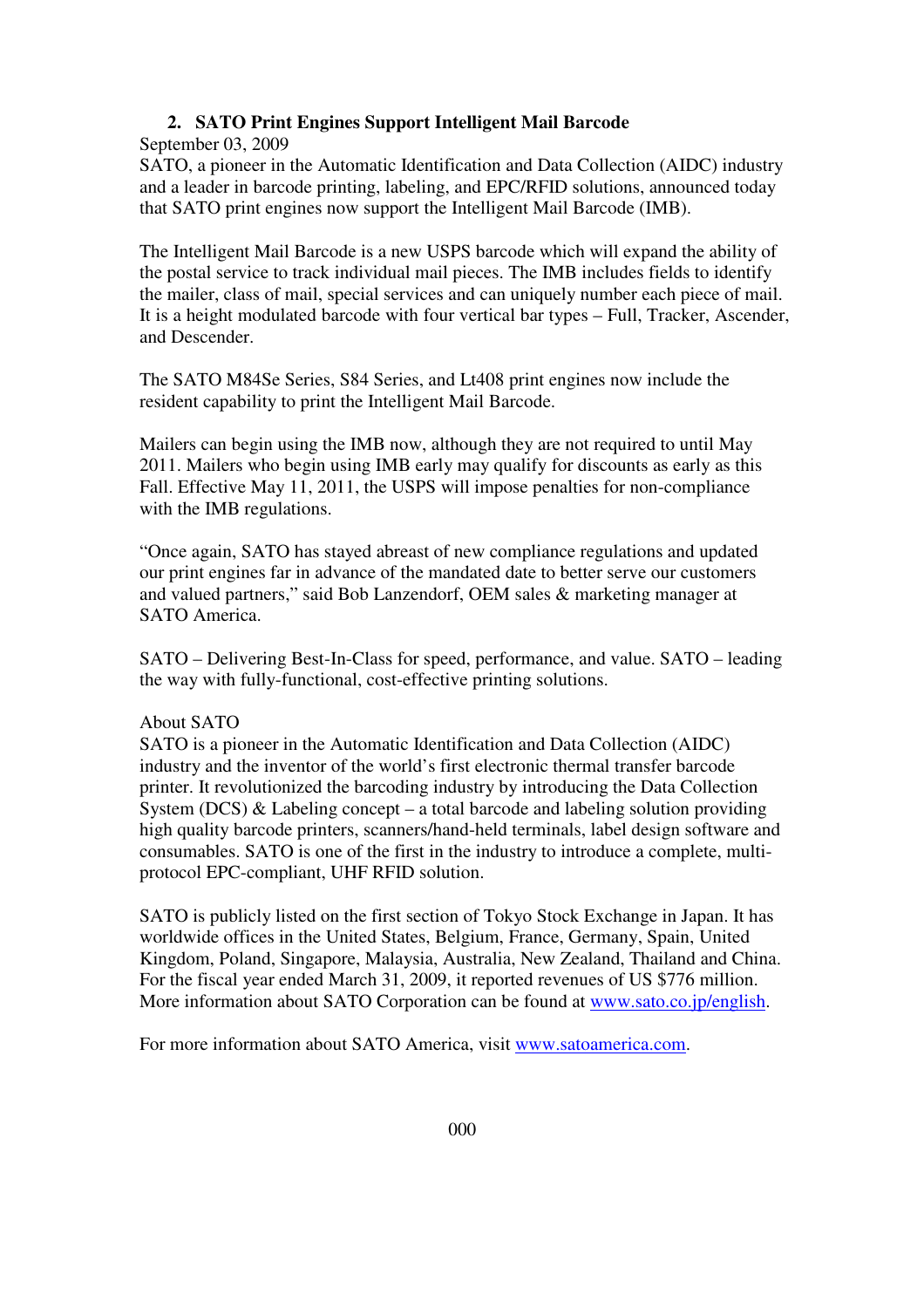## 2. SATO Print Engines Support Intelligent Mail Barcode

September 03, 2009

SATO, a pioneer in the Automatic Identification and Data Collection (AIDC) industry and a leader in barcode printing, labeling, and EPC/RFID solutions, announced today that SATO print engines now support the Intelligent Mail Barcode (IMB).

The Intelligent Mail Barcode is a new USPS barcode which will expand the ability of the postal service to track individual mail pieces. The IMB includes fields to identify the mailer, class of mail, special services and can uniquely number each piece of mail. It is a height modulated barcode with four vertical bar types – Full, Tracker, Ascender, and Descender.

The SATO M84Se Series, S84 Series, and Lt408 print engines now include the resident capability to print the Intelligent Mail Barcode.

Mailers can begin using the IMB now, although they are not required to until May 2011. Mailers who begin using IMB early may qualify for discounts as early as this Fall. Effective May 11, 2011, the USPS will impose penalties for non-compliance with the IMB regulations.

"Once again, SATO has stayed abreast of new compliance regulations and updated our print engines far in advance of the mandated date to better serve our customers and valued partners," said Bob Lanzendorf, OEM sales & marketing manager at SATO America.

SATO – Delivering Best-In-Class for speed, performance, and value. SATO – leading the way with fully-functional, cost-effective printing solutions.

About SATO

SATO is a pioneer in the Automatic Identification and Data Collection (AIDC) industry and the inventor of the world's first electronic thermal transfer barcode printer. It revolutionized the barcoding industry by introducing the Data Collection System (DCS) & Labeling concept – a total barcode and labeling solution providing high quality barcode printers, scanners/hand-held terminals, label design software and consumables. SATO is one of the first in the industry to introduce a complete, multi-protocol EPC-compliant, UHF RFID solution.

SATO is publicly listed on the first section of Tokyo Stock Exchange in Japan. It has worldwide offices in the United States, Belgium, France, Germany, Spain, United Kingdom, Poland, Singapore, Malaysia, Australia, New Zealand, Thailand and China. For the fiscal year ended March 31, 2009, it reported revenues of US $776 million. More information about SATO Corporation can be found at www.sato.co.jp/english.

For more information about SATO America, visit www.satoamerica.com.

000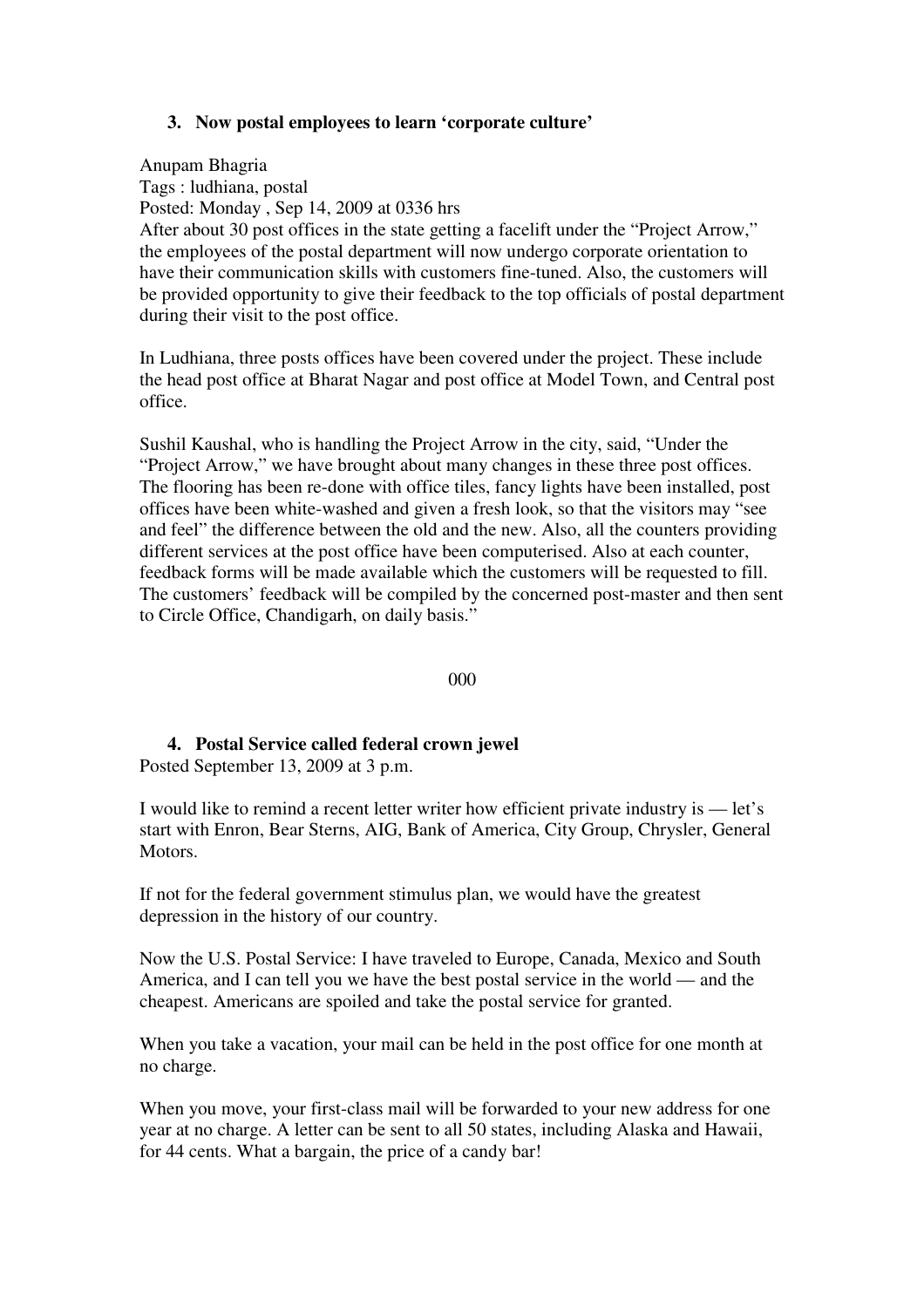### 3. Now postal employees to learn 'corporate culture'

Anupam Bhagria
Tags : ludhiana, postal
Posted: Monday , Sep 14, 2009 at 0336 hrs
After about 30 post offices in the state getting a facelift under the "Project Arrow," the employees of the postal department will now undergo corporate orientation to have their communication skills with customers fine-tuned. Also, the customers will be provided opportunity to give their feedback to the top officials of postal department during their visit to the post office.

In Ludhiana, three posts offices have been covered under the project. These include the head post office at Bharat Nagar and post office at Model Town, and Central post office.

Sushil Kaushal, who is handling the Project Arrow in the city, said, "Under the "Project Arrow," we have brought about many changes in these three post offices. The flooring has been re-done with office tiles, fancy lights have been installed, post offices have been white-washed and given a fresh look, so that the visitors may "see and feel" the difference between the old and the new. Also, all the counters providing different services at the post office have been computerised. Also at each counter, feedback forms will be made available which the customers will be requested to fill. The customers' feedback will be compiled by the concerned post-master and then sent to Circle Office, Chandigarh, on daily basis."

000

### 4. Postal Service called federal crown jewel

Posted September 13, 2009 at 3 p.m.

I would like to remind a recent letter writer how efficient private industry is — let's start with Enron, Bear Sterns, AIG, Bank of America, City Group, Chrysler, General Motors.

If not for the federal government stimulus plan, we would have the greatest depression in the history of our country.

Now the U.S. Postal Service: I have traveled to Europe, Canada, Mexico and South America, and I can tell you we have the best postal service in the world — and the cheapest. Americans are spoiled and take the postal service for granted.

When you take a vacation, your mail can be held in the post office for one month at no charge.

When you move, your first-class mail will be forwarded to your new address for one year at no charge. A letter can be sent to all 50 states, including Alaska and Hawaii, for 44 cents. What a bargain, the price of a candy bar!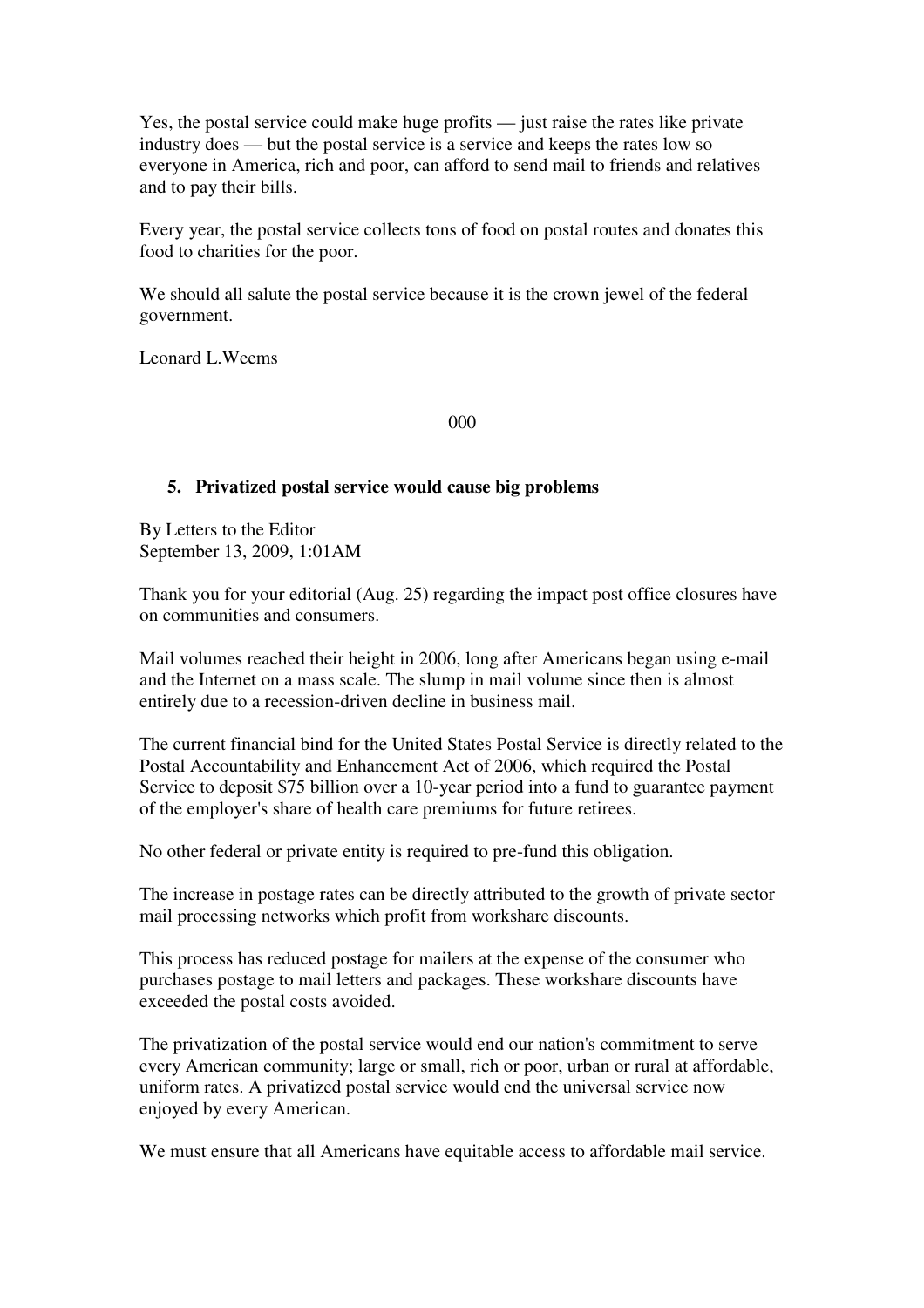Yes, the postal service could make huge profits — just raise the rates like private industry does — but the postal service is a service and keeps the rates low so everyone in America, rich and poor, can afford to send mail to friends and relatives and to pay their bills.

Every year, the postal service collects tons of food on postal routes and donates this food to charities for the poor.

We should all salute the postal service because it is the crown jewel of the federal government.

Leonard L.Weems

000

## 5. Privatized postal service would cause big problems

By Letters to the Editor
September 13, 2009, 1:01AM

Thank you for your editorial (Aug. 25) regarding the impact post office closures have on communities and consumers.

Mail volumes reached their height in 2006, long after Americans began using e-mail and the Internet on a mass scale. The slump in mail volume since then is almost entirely due to a recession-driven decline in business mail.

The current financial bind for the United States Postal Service is directly related to the Postal Accountability and Enhancement Act of 2006, which required the Postal Service to deposit $75 billion over a 10-year period into a fund to guarantee payment of the employer's share of health care premiums for future retirees.

No other federal or private entity is required to pre-fund this obligation.

The increase in postage rates can be directly attributed to the growth of private sector mail processing networks which profit from workshare discounts.

This process has reduced postage for mailers at the expense of the consumer who purchases postage to mail letters and packages. These workshare discounts have exceeded the postal costs avoided.

The privatization of the postal service would end our nation's commitment to serve every American community; large or small, rich or poor, urban or rural at affordable, uniform rates. A privatized postal service would end the universal service now enjoyed by every American.

We must ensure that all Americans have equitable access to affordable mail service.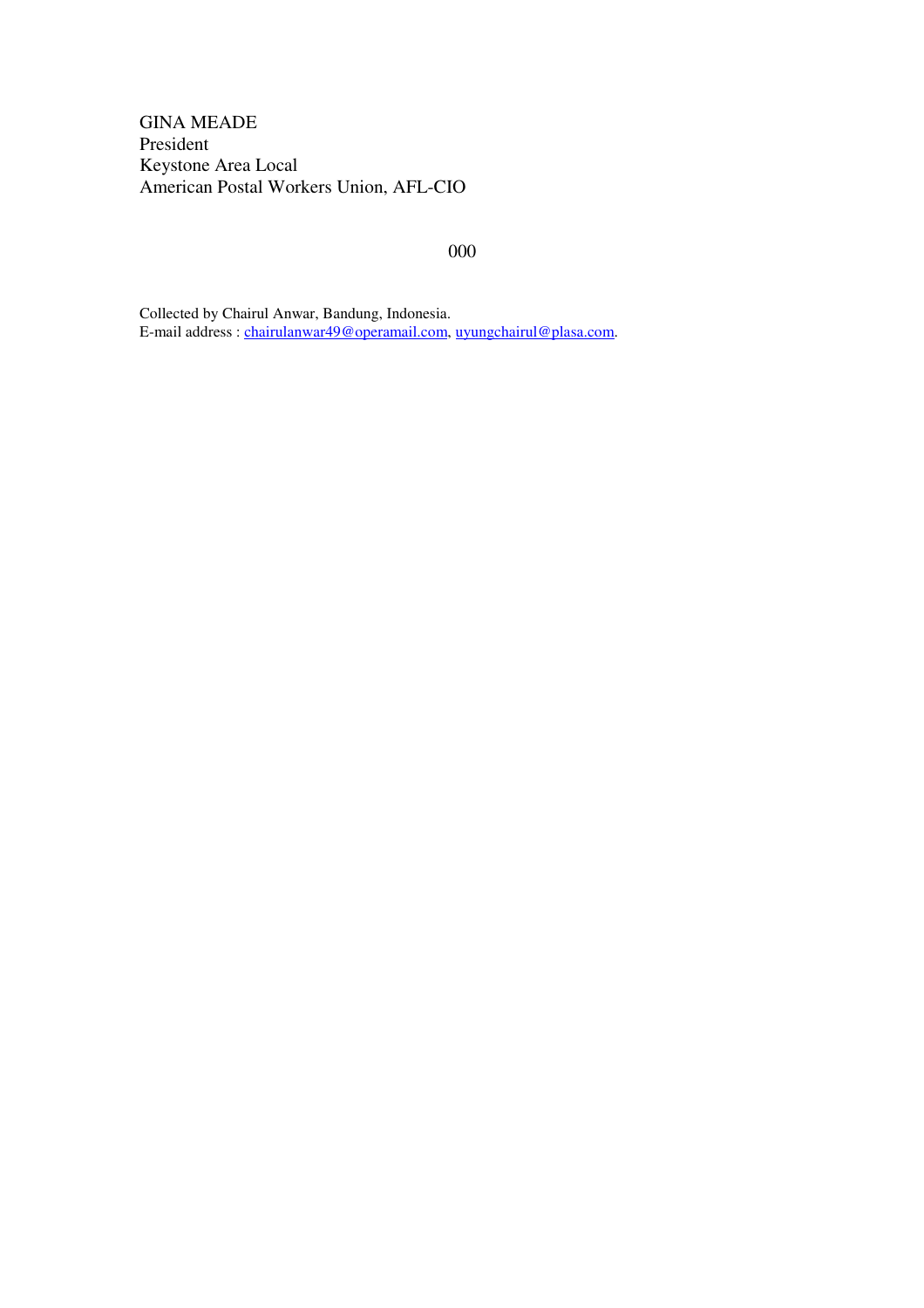GINA MEADE
President
Keystone Area Local
American Postal Workers Union, AFL-CIO

000

Collected by Chairul Anwar, Bandung, Indonesia.
E-mail address : chairulanwar49@operamail.com, uyungchairul@plasa.com.